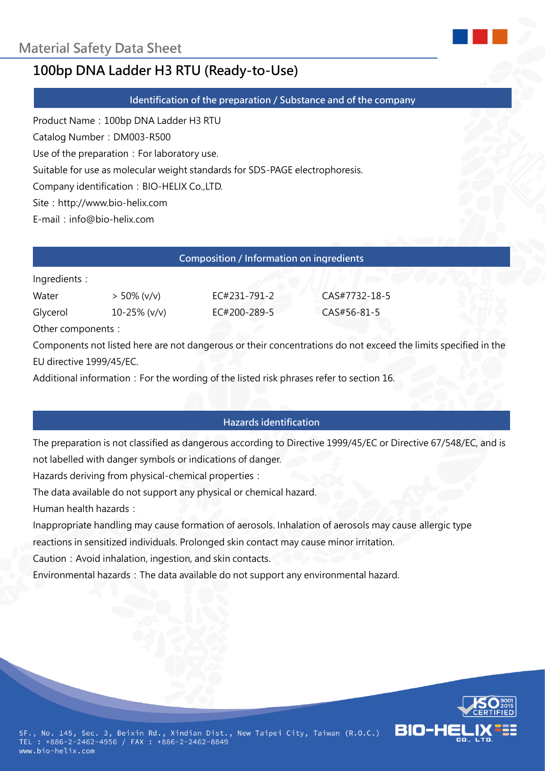# Material Safety Data Sheet

## 100bp DNA Ladder H3 RTU (Ready-to-Use)

### Identification of the preparation / Substance and of the company

Product Name：100bp DNA Ladder H3 RTU

Catalog Number：DM003-R500

Use of the preparation：For laboratory use.

Suitable for use as molecular weight standards for SDS-PAGE electrophoresis.

Company identification：BIO-HELIX Co.,LTD.

Site：http://www.bio-helix.com

E-mail：info@bio-helix.com

### Composition / Information on ingredients

Ingredients：

| | | | |
|---|---|---|---|
| Water | > 50% (v/v) | EC#231-791-2 | CAS#7732-18-5 |
| Glycerol | 10-25% (v/v) | EC#200-289-5 | CAS#56-81-5 |

Other components：

Components not listed here are not dangerous or their concentrations do not exceed the limits specified in the EU directive 1999/45/EC.

Additional information：For the wording of the listed risk phrases refer to section 16.

### Hazards identification

The preparation is not classified as dangerous according to Directive 1999/45/EC or Directive 67/548/EC, and is not labelled with danger symbols or indications of danger.

Hazards deriving from physical-chemical properties：

The data available do not support any physical or chemical hazard.

Human health hazards：

Inappropriate handling may cause formation of aerosols. Inhalation of aerosols may cause allergic type reactions in sensitized individuals. Prolonged skin contact may cause minor irritation.

Caution：Avoid inhalation, ingestion, and skin contacts.

Environmental hazards：The data available do not support any environmental hazard.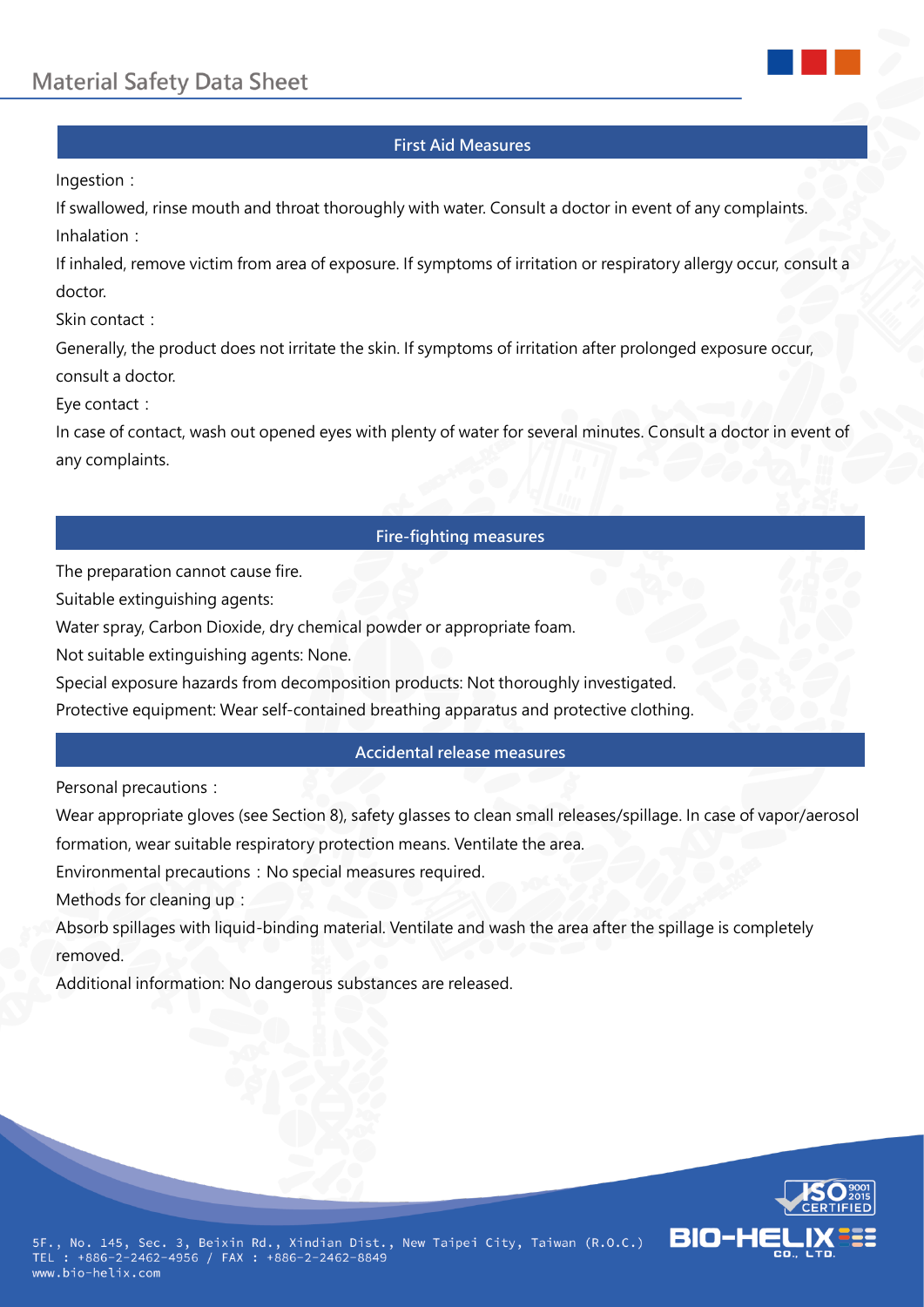## First Aid Measures

Ingestion：

If swallowed, rinse mouth and throat thoroughly with water. Consult a doctor in event of any complaints.

Inhalation：

If inhaled, remove victim from area of exposure. If symptoms of irritation or respiratory allergy occur, consult a doctor.

Skin contact：

Generally, the product does not irritate the skin. If symptoms of irritation after prolonged exposure occur, consult a doctor.

Eye contact：

In case of contact, wash out opened eyes with plenty of water for several minutes. Consult a doctor in event of any complaints.

## Fire-fighting measures

The preparation cannot cause fire.

Suitable extinguishing agents:

Water spray, Carbon Dioxide, dry chemical powder or appropriate foam.

Not suitable extinguishing agents: None.

Special exposure hazards from decomposition products: Not thoroughly investigated.

Protective equipment: Wear self-contained breathing apparatus and protective clothing.

## Accidental release measures

Personal precautions：

Wear appropriate gloves (see Section 8), safety glasses to clean small releases/spillage. In case of vapor/aerosol formation, wear suitable respiratory protection means. Ventilate the area.

Environmental precautions：No special measures required.

Methods for cleaning up：

Absorb spillages with liquid-binding material. Ventilate and wash the area after the spillage is completely removed.

Additional information: No dangerous substances are released.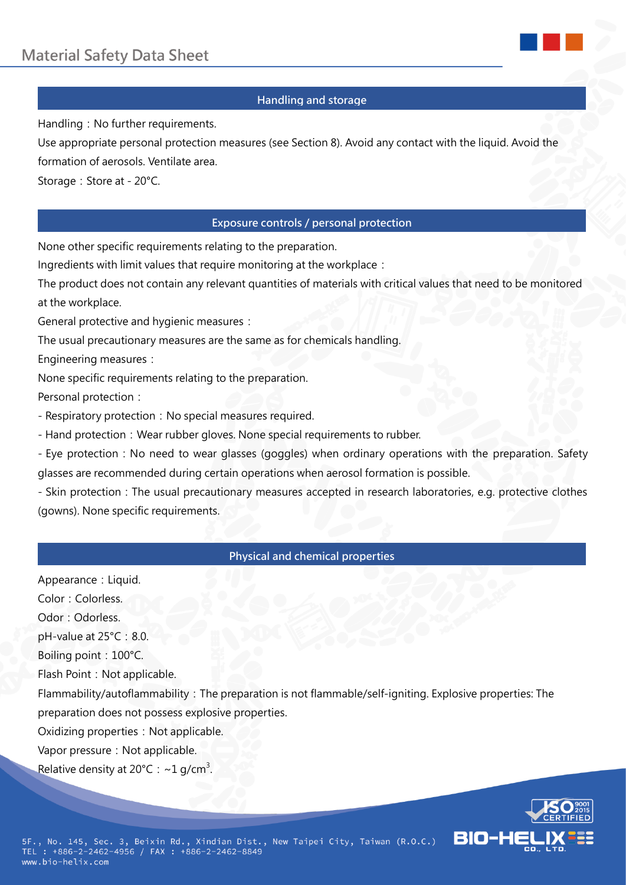## Handling and storage

Handling：No further requirements.

Use appropriate personal protection measures (see Section 8). Avoid any contact with the liquid. Avoid the formation of aerosols. Ventilate area.

Storage：Store at - 20°C.

## Exposure controls / personal protection

None other specific requirements relating to the preparation.

Ingredients with limit values that require monitoring at the workplace：

The product does not contain any relevant quantities of materials with critical values that need to be monitored at the workplace.

General protective and hygienic measures：

The usual precautionary measures are the same as for chemicals handling.

Engineering measures：

None specific requirements relating to the preparation.

Personal protection：

- Respiratory protection：No special measures required.
- Hand protection：Wear rubber gloves. None special requirements to rubber.
- Eye protection : No need to wear glasses (goggles) when ordinary operations with the preparation. Safety glasses are recommended during certain operations when aerosol formation is possible.
- Skin protection : The usual precautionary measures accepted in research laboratories, e.g. protective clothes (gowns). None specific requirements.

## Physical and chemical properties

Appearance：Liquid.

Color：Colorless.

Odor：Odorless.

pH-value at 25°C：8.0.

Boiling point：100°C.

Flash Point：Not applicable.

Flammability/autoflammability：The preparation is not flammable/self-igniting. Explosive properties: The preparation does not possess explosive properties.

Oxidizing properties：Not applicable.

Vapor pressure：Not applicable.

Relative density at 20°C：~1 g/cm$^3$.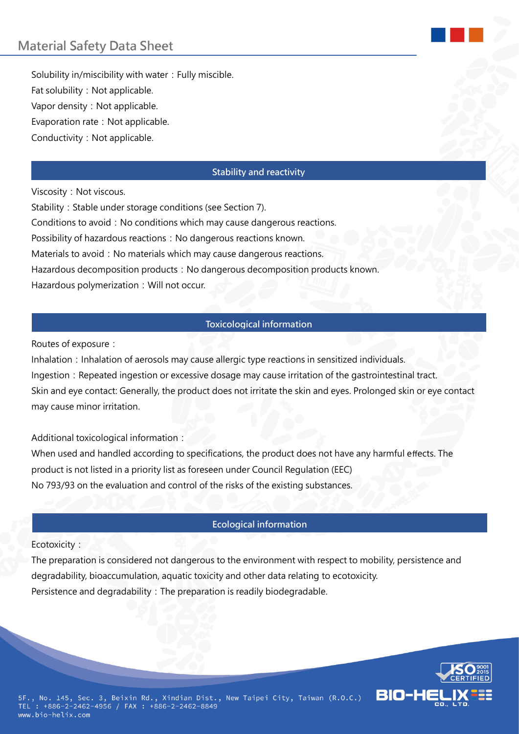Solubility in/miscibility with water：Fully miscible.
Fat solubility：Not applicable.
Vapor density：Not applicable.
Evaporation rate：Not applicable.
Conductivity：Not applicable.

## Stability and reactivity

Viscosity：Not viscous.
Stability：Stable under storage conditions (see Section 7).
Conditions to avoid：No conditions which may cause dangerous reactions.
Possibility of hazardous reactions：No dangerous reactions known.
Materials to avoid：No materials which may cause dangerous reactions.
Hazardous decomposition products：No dangerous decomposition products known.
Hazardous polymerization：Will not occur.

## Toxicological information

Routes of exposure：
Inhalation：Inhalation of aerosols may cause allergic type reactions in sensitized individuals.
Ingestion：Repeated ingestion or excessive dosage may cause irritation of the gastrointestinal tract.
Skin and eye contact: Generally, the product does not irritate the skin and eyes. Prolonged skin or eye contact may cause minor irritation.

Additional toxicological information：
When used and handled according to specifications, the product does not have any harmful effects. The product is not listed in a priority list as foreseen under Council Regulation (EEC)
No 793/93 on the evaluation and control of the risks of the existing substances.

## Ecological information

Ecotoxicity：
The preparation is considered not dangerous to the environment with respect to mobility, persistence and degradability, bioaccumulation, aquatic toxicity and other data relating to ecotoxicity.
Persistence and degradability：The preparation is readily biodegradable.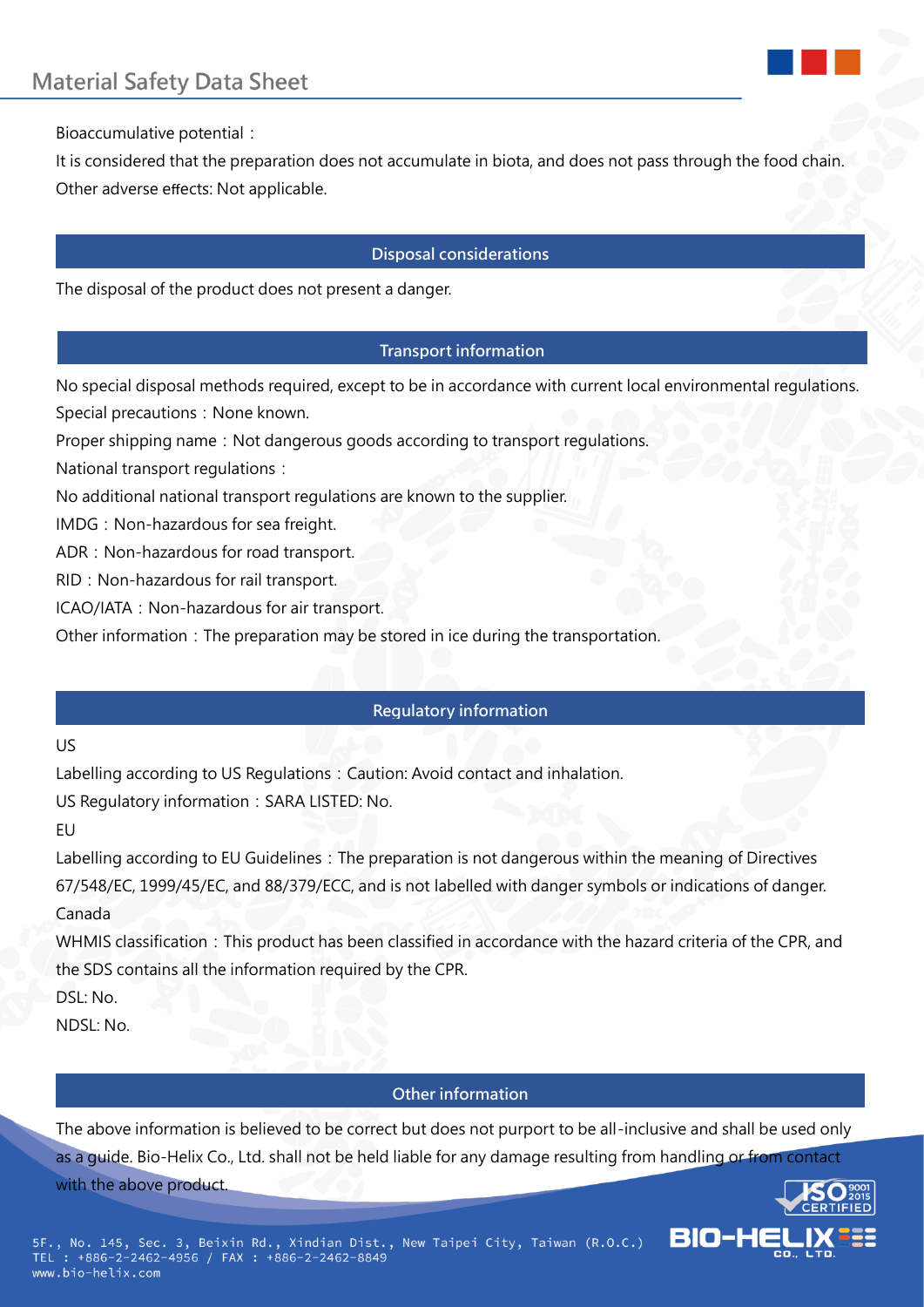Bioaccumulative potential：

It is considered that the preparation does not accumulate in biota, and does not pass through the food chain.

Other adverse effects: Not applicable.

## Disposal considerations

The disposal of the product does not present a danger.

## Transport information

No special disposal methods required, except to be in accordance with current local environmental regulations.

Special precautions：None known.

Proper shipping name：Not dangerous goods according to transport regulations.

National transport regulations：

No additional national transport regulations are known to the supplier.

IMDG：Non-hazardous for sea freight.

ADR：Non-hazardous for road transport.

RID：Non-hazardous for rail transport.

ICAO/IATA：Non-hazardous for air transport.

Other information：The preparation may be stored in ice during the transportation.

## Regulatory information

US

Labelling according to US Regulations：Caution: Avoid contact and inhalation.

US Regulatory information：SARA LISTED: No.

EU

Labelling according to EU Guidelines：The preparation is not dangerous within the meaning of Directives 67/548/EC, 1999/45/EC, and 88/379/ECC, and is not labelled with danger symbols or indications of danger.

Canada

WHMIS classification：This product has been classified in accordance with the hazard criteria of the CPR, and the SDS contains all the information required by the CPR.

DSL: No.

NDSL: No.

## Other information

The above information is believed to be correct but does not purport to be all-inclusive and shall be used only as a guide. Bio-Helix Co., Ltd. shall not be held liable for any damage resulting from handling or from contact with the above product.